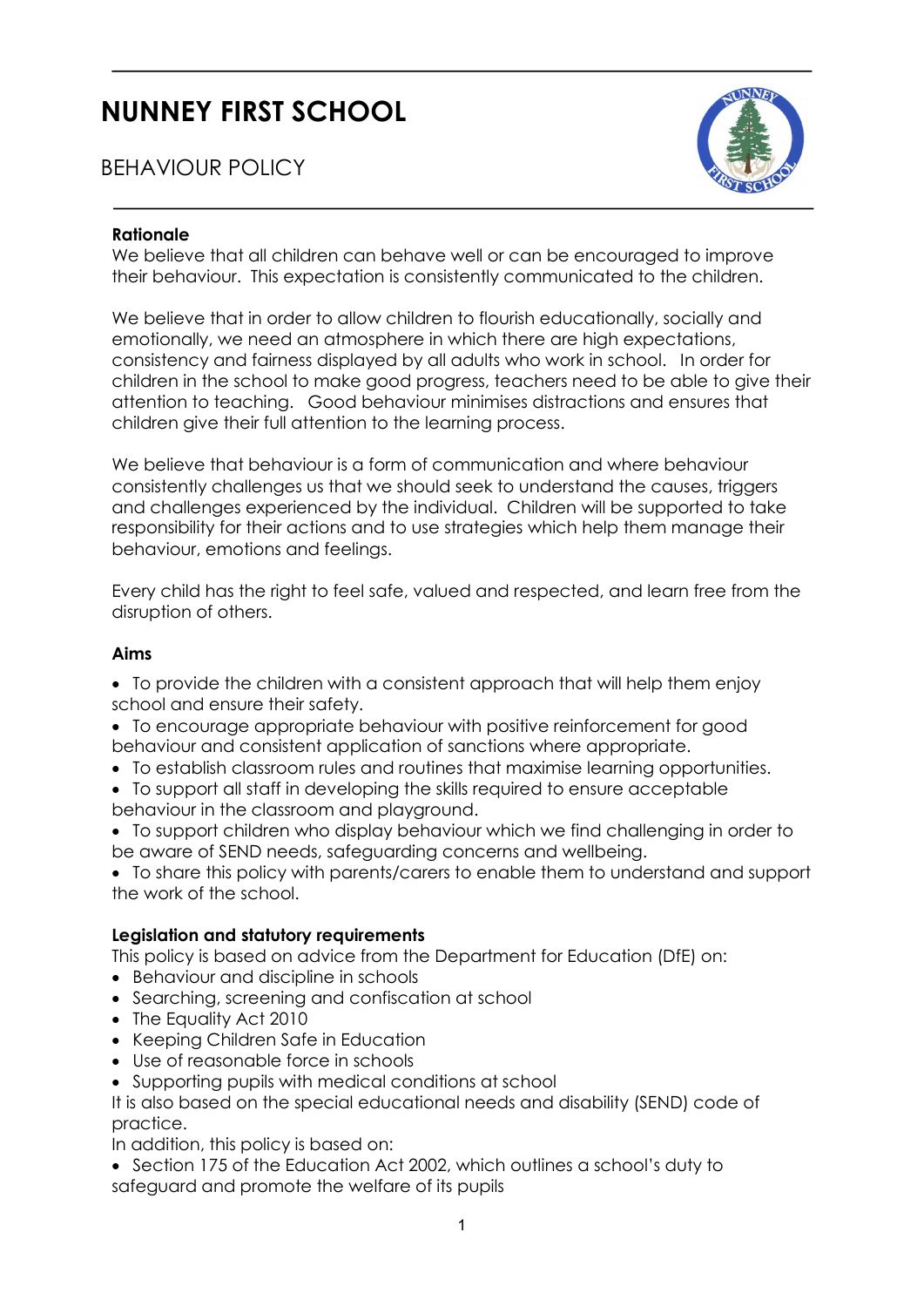# NUNNEY FIRST SCHOOL

## BEHAVIOUR POLICY

**Rationale**

We believe that all children can behave well or can be encouraged to improve their behaviour. This expectation is consistently communicated to the children.

We believe that in order to allow children to flourish educationally, socially and emotionally, we need an atmosphere in which there are high expectations, consistency and fairness displayed by all adults who work in school. In order for children in the school to make good progress, teachers need to be able to give their attention to teaching. Good behaviour minimises distractions and ensures that children give their full attention to the learning process.

We believe that behaviour is a form of communication and where behaviour consistently challenges us that we should seek to understand the causes, triggers and challenges experienced by the individual. Children will be supported to take responsibility for their actions and to use strategies which help them manage their behaviour, emotions and feelings.

Every child has the right to feel safe, valued and respected, and learn free from the disruption of others.

**Aims**

- To provide the children with a consistent approach that will help them enjoy school and ensure their safety.
- To encourage appropriate behaviour with positive reinforcement for good behaviour and consistent application of sanctions where appropriate.
- To establish classroom rules and routines that maximise learning opportunities.
- To support all staff in developing the skills required to ensure acceptable behaviour in the classroom and playground.
- To support children who display behaviour which we find challenging in order to be aware of SEND needs, safeguarding concerns and wellbeing.
- To share this policy with parents/carers to enable them to understand and support the work of the school.

**Legislation and statutory requirements**

This policy is based on advice from the Department for Education (DfE) on:

- Behaviour and discipline in schools
- Searching, screening and confiscation at school
- The Equality Act 2010
- Keeping Children Safe in Education
- Use of reasonable force in schools
- Supporting pupils with medical conditions at school

It is also based on the special educational needs and disability (SEND) code of practice.

In addition, this policy is based on:

- Section 175 of the Education Act 2002, which outlines a school's duty to safeguard and promote the welfare of its pupils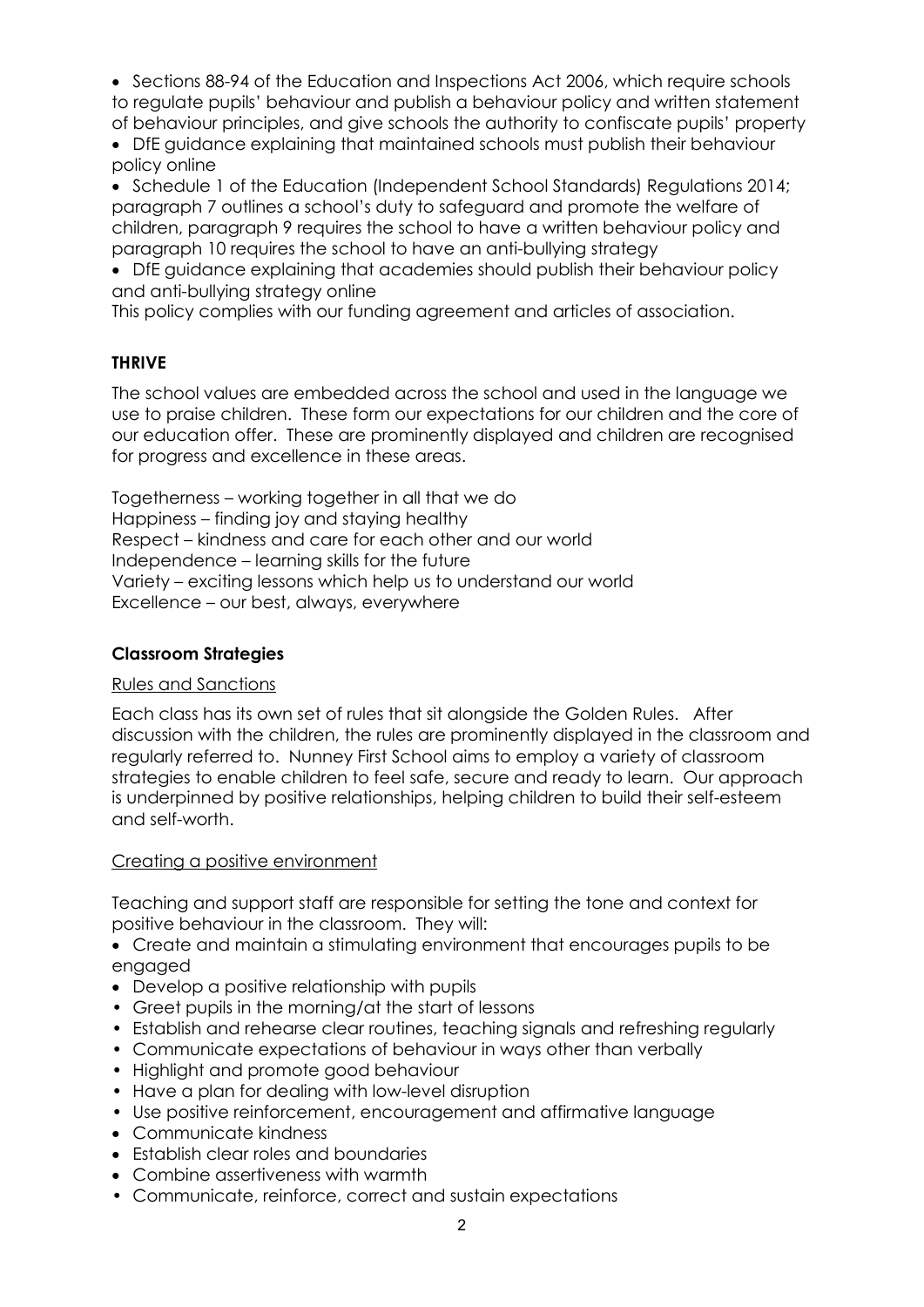- Sections 88-94 of the Education and Inspections Act 2006, which require schools to regulate pupils' behaviour and publish a behaviour policy and written statement of behaviour principles, and give schools the authority to confiscate pupils' property
- DfE guidance explaining that maintained schools must publish their behaviour policy online
- Schedule 1 of the Education (Independent School Standards) Regulations 2014; paragraph 7 outlines a school's duty to safeguard and promote the welfare of children, paragraph 9 requires the school to have a written behaviour policy and paragraph 10 requires the school to have an anti-bullying strategy
- DfE guidance explaining that academies should publish their behaviour policy and anti-bullying strategy online

This policy complies with our funding agreement and articles of association.

## THRIVE

The school values are embedded across the school and used in the language we use to praise children. These form our expectations for our children and the core of our education offer. These are prominently displayed and children are recognised for progress and excellence in these areas.

Togetherness – working together in all that we do
Happiness – finding joy and staying healthy
Respect – kindness and care for each other and our world
Independence – learning skills for the future
Variety – exciting lessons which help us to understand our world
Excellence – our best, always, everywhere

## Classroom Strategies

### Rules and Sanctions

Each class has its own set of rules that sit alongside the Golden Rules. After discussion with the children, the rules are prominently displayed in the classroom and regularly referred to. Nunney First School aims to employ a variety of classroom strategies to enable children to feel safe, secure and ready to learn. Our approach is underpinned by positive relationships, helping children to build their self-esteem and self-worth.

### Creating a positive environment

Teaching and support staff are responsible for setting the tone and context for positive behaviour in the classroom. They will:

- Create and maintain a stimulating environment that encourages pupils to be engaged
- Develop a positive relationship with pupils
- Greet pupils in the morning/at the start of lessons
- Establish and rehearse clear routines, teaching signals and refreshing regularly
- Communicate expectations of behaviour in ways other than verbally
- Highlight and promote good behaviour
- Have a plan for dealing with low-level disruption
- Use positive reinforcement, encouragement and affirmative language
- Communicate kindness
- Establish clear roles and boundaries
- Combine assertiveness with warmth
- Communicate, reinforce, correct and sustain expectations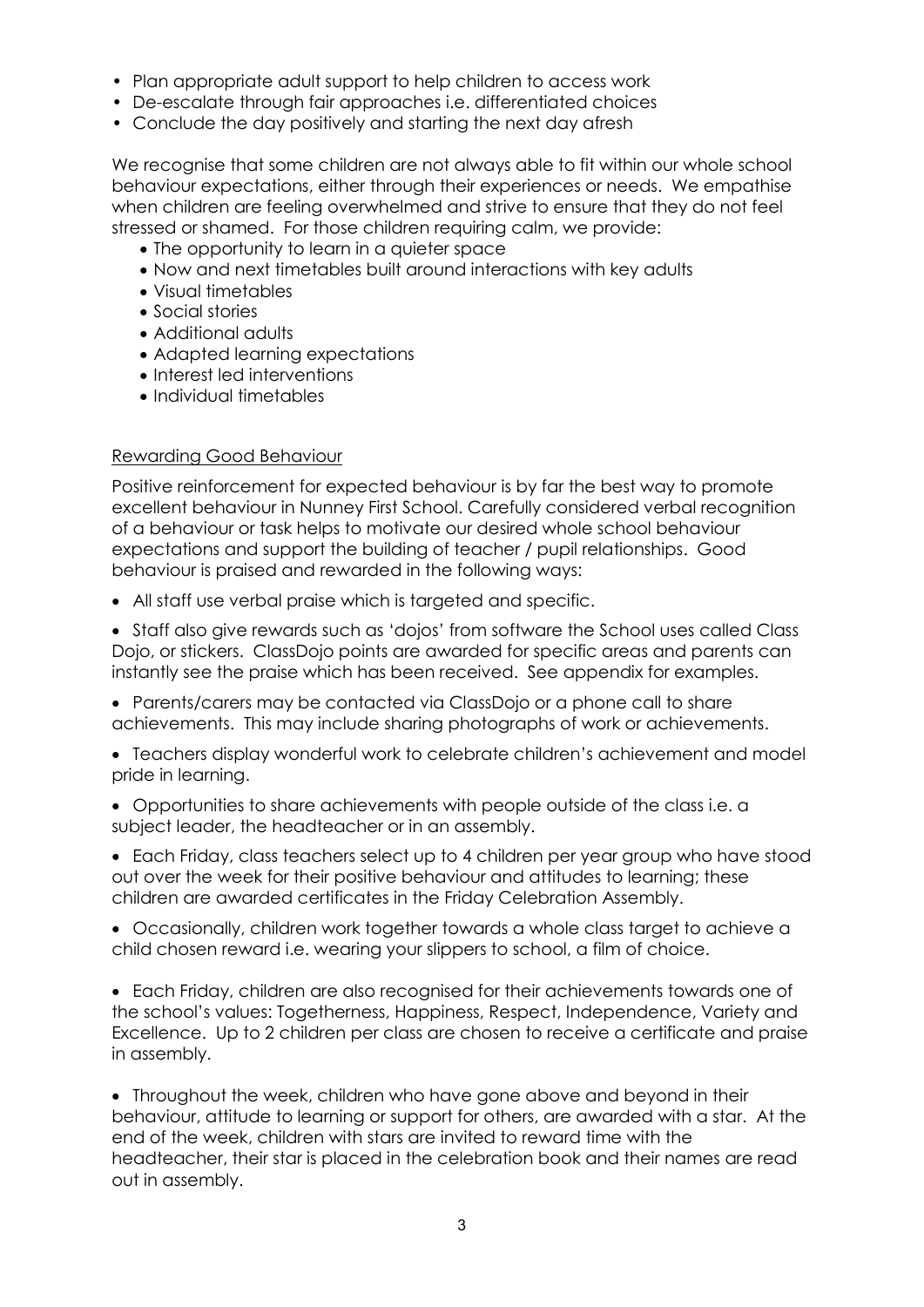- Plan appropriate adult support to help children to access work
- De-escalate through fair approaches i.e. differentiated choices
- Conclude the day positively and starting the next day afresh

We recognise that some children are not always able to fit within our whole school behaviour expectations, either through their experiences or needs. We empathise when children are feeling overwhelmed and strive to ensure that they do not feel stressed or shamed. For those children requiring calm, we provide:

- The opportunity to learn in a quieter space
- Now and next timetables built around interactions with key adults
- Visual timetables
- Social stories
- Additional adults
- Adapted learning expectations
- Interest led interventions
- Individual timetables

## Rewarding Good Behaviour

Positive reinforcement for expected behaviour is by far the best way to promote excellent behaviour in Nunney First School. Carefully considered verbal recognition of a behaviour or task helps to motivate our desired whole school behaviour expectations and support the building of teacher / pupil relationships. Good behaviour is praised and rewarded in the following ways:

- All staff use verbal praise which is targeted and specific.
- Staff also give rewards such as 'dojos' from software the School uses called Class Dojo, or stickers. ClassDojo points are awarded for specific areas and parents can instantly see the praise which has been received. See appendix for examples.
- Parents/carers may be contacted via ClassDojo or a phone call to share achievements. This may include sharing photographs of work or achievements.
- Teachers display wonderful work to celebrate children's achievement and model pride in learning.
- Opportunities to share achievements with people outside of the class i.e. a subject leader, the headteacher or in an assembly.
- Each Friday, class teachers select up to 4 children per year group who have stood out over the week for their positive behaviour and attitudes to learning; these children are awarded certificates in the Friday Celebration Assembly.
- Occasionally, children work together towards a whole class target to achieve a child chosen reward i.e. wearing your slippers to school, a film of choice.
- Each Friday, children are also recognised for their achievements towards one of the school's values: Togetherness, Happiness, Respect, Independence, Variety and Excellence. Up to 2 children per class are chosen to receive a certificate and praise in assembly.
- Throughout the week, children who have gone above and beyond in their behaviour, attitude to learning or support for others, are awarded with a star. At the end of the week, children with stars are invited to reward time with the headteacher, their star is placed in the celebration book and their names are read out in assembly.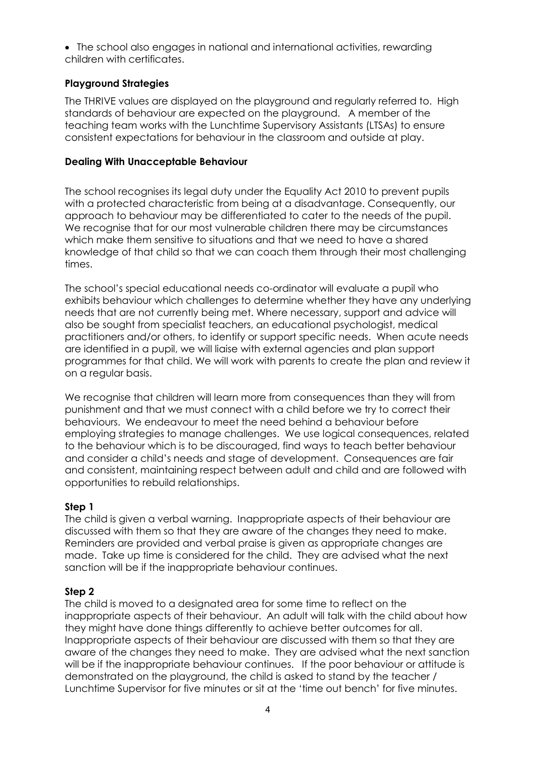- The school also engages in national and international activities, rewarding children with certificates.

**Playground Strategies**

The THRIVE values are displayed on the playground and regularly referred to. High standards of behaviour are expected on the playground. A member of the teaching team works with the Lunchtime Supervisory Assistants (LTSAs) to ensure consistent expectations for behaviour in the classroom and outside at play.

**Dealing With Unacceptable Behaviour**

The school recognises its legal duty under the Equality Act 2010 to prevent pupils with a protected characteristic from being at a disadvantage. Consequently, our approach to behaviour may be differentiated to cater to the needs of the pupil. We recognise that for our most vulnerable children there may be circumstances which make them sensitive to situations and that we need to have a shared knowledge of that child so that we can coach them through their most challenging times.

The school's special educational needs co-ordinator will evaluate a pupil who exhibits behaviour which challenges to determine whether they have any underlying needs that are not currently being met. Where necessary, support and advice will also be sought from specialist teachers, an educational psychologist, medical practitioners and/or others, to identify or support specific needs. When acute needs are identified in a pupil, we will liaise with external agencies and plan support programmes for that child. We will work with parents to create the plan and review it on a regular basis.

We recognise that children will learn more from consequences than they will from punishment and that we must connect with a child before we try to correct their behaviours. We endeavour to meet the need behind a behaviour before employing strategies to manage challenges. We use logical consequences, related to the behaviour which is to be discouraged, find ways to teach better behaviour and consider a child's needs and stage of development. Consequences are fair and consistent, maintaining respect between adult and child and are followed with opportunities to rebuild relationships.

**Step 1**

The child is given a verbal warning. Inappropriate aspects of their behaviour are discussed with them so that they are aware of the changes they need to make. Reminders are provided and verbal praise is given as appropriate changes are made. Take up time is considered for the child. They are advised what the next sanction will be if the inappropriate behaviour continues.

**Step 2**

The child is moved to a designated area for some time to reflect on the inappropriate aspects of their behaviour. An adult will talk with the child about how they might have done things differently to achieve better outcomes for all. Inappropriate aspects of their behaviour are discussed with them so that they are aware of the changes they need to make. They are advised what the next sanction will be if the inappropriate behaviour continues. If the poor behaviour or attitude is demonstrated on the playground, the child is asked to stand by the teacher / Lunchtime Supervisor for five minutes or sit at the 'time out bench' for five minutes.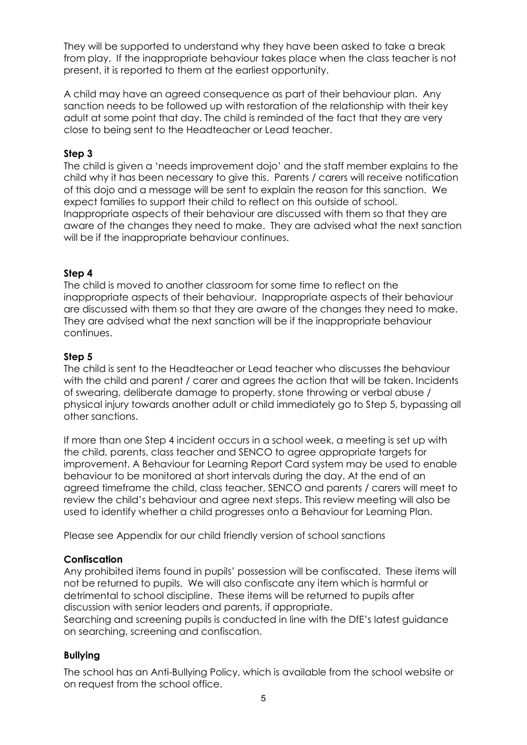They will be supported to understand why they have been asked to take a break from play. If the inappropriate behaviour takes place when the class teacher is not present, it is reported to them at the earliest opportunity.

A child may have an agreed consequence as part of their behaviour plan. Any sanction needs to be followed up with restoration of the relationship with their key adult at some point that day. The child is reminded of the fact that they are very close to being sent to the Headteacher or Lead teacher.

**Step 3**

The child is given a 'needs improvement dojo' and the staff member explains to the child why it has been necessary to give this. Parents / carers will receive notification of this dojo and a message will be sent to explain the reason for this sanction. We expect families to support their child to reflect on this outside of school. Inappropriate aspects of their behaviour are discussed with them so that they are aware of the changes they need to make. They are advised what the next sanction will be if the inappropriate behaviour continues.

**Step 4**

The child is moved to another classroom for some time to reflect on the inappropriate aspects of their behaviour. Inappropriate aspects of their behaviour are discussed with them so that they are aware of the changes they need to make. They are advised what the next sanction will be if the inappropriate behaviour continues.

**Step 5**

The child is sent to the Headteacher or Lead teacher who discusses the behaviour with the child and parent / carer and agrees the action that will be taken. Incidents of swearing, deliberate damage to property, stone throwing or verbal abuse / physical injury towards another adult or child immediately go to Step 5, bypassing all other sanctions.

If more than one Step 4 incident occurs in a school week, a meeting is set up with the child, parents, class teacher and SENCO to agree appropriate targets for improvement. A Behaviour for Learning Report Card system may be used to enable behaviour to be monitored at short intervals during the day. At the end of an agreed timeframe the child, class teacher, SENCO and parents / carers will meet to review the child's behaviour and agree next steps. This review meeting will also be used to identify whether a child progresses onto a Behaviour for Learning Plan.

Please see Appendix for our child friendly version of school sanctions

**Confiscation**

Any prohibited items found in pupils' possession will be confiscated. These items will not be returned to pupils. We will also confiscate any item which is harmful or detrimental to school discipline. These items will be returned to pupils after discussion with senior leaders and parents, if appropriate.
Searching and screening pupils is conducted in line with the DfE's latest guidance on searching, screening and confiscation.

**Bullying**

The school has an Anti-Bullying Policy, which is available from the school website or on request from the school office.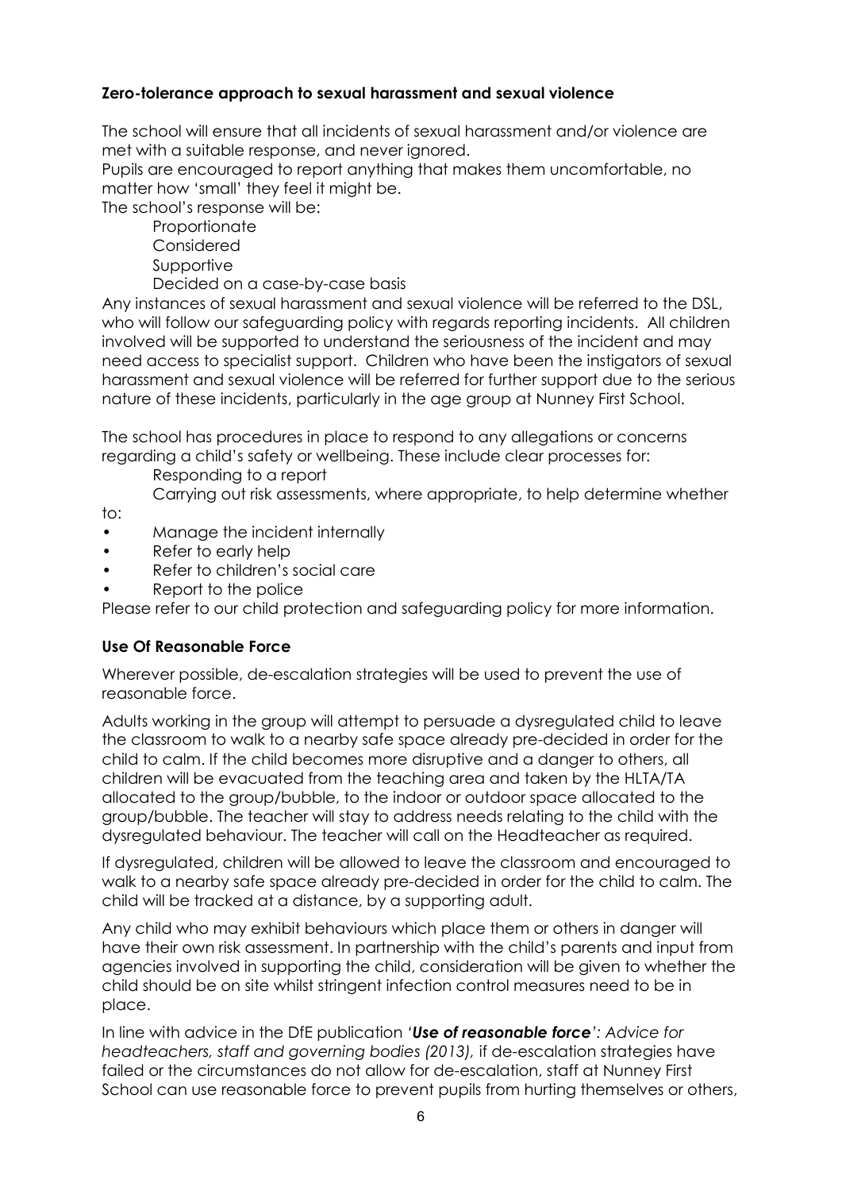**Zero-tolerance approach to sexual harassment and sexual violence**

The school will ensure that all incidents of sexual harassment and/or violence are met with a suitable response, and never ignored.
Pupils are encouraged to report anything that makes them uncomfortable, no matter how 'small' they feel it might be.
The school's response will be:

- Proportionate
- Considered
- Supportive
- Decided on a case-by-case basis

Any instances of sexual harassment and sexual violence will be referred to the DSL, who will follow our safeguarding policy with regards reporting incidents. All children involved will be supported to understand the seriousness of the incident and may need access to specialist support. Children who have been the instigators of sexual harassment and sexual violence will be referred for further support due to the serious nature of these incidents, particularly in the age group at Nunney First School.

The school has procedures in place to respond to any allegations or concerns regarding a child's safety or wellbeing. These include clear processes for:

- Responding to a report
- Carrying out risk assessments, where appropriate, to help determine whether to:
- Manage the incident internally
- Refer to early help
- Refer to children's social care
- Report to the police

Please refer to our child protection and safeguarding policy for more information.

**Use Of Reasonable Force**

Wherever possible, de-escalation strategies will be used to prevent the use of reasonable force.

Adults working in the group will attempt to persuade a dysregulated child to leave the classroom to walk to a nearby safe space already pre-decided in order for the child to calm. If the child becomes more disruptive and a danger to others, all children will be evacuated from the teaching area and taken by the HLTA/TA allocated to the group/bubble, to the indoor or outdoor space allocated to the group/bubble. The teacher will stay to address needs relating to the child with the dysregulated behaviour. The teacher will call on the Headteacher as required.

If dysregulated, children will be allowed to leave the classroom and encouraged to walk to a nearby safe space already pre-decided in order for the child to calm. The child will be tracked at a distance, by a supporting adult.

Any child who may exhibit behaviours which place them or others in danger will have their own risk assessment. In partnership with the child's parents and input from agencies involved in supporting the child, consideration will be given to whether the child should be on site whilst stringent infection control measures need to be in place.

In line with advice in the DfE publication *'**Use of reasonable force**': Advice for headteachers, staff and governing bodies (2013),* if de-escalation strategies have failed or the circumstances do not allow for de-escalation, staff at Nunney First School can use reasonable force to prevent pupils from hurting themselves or others,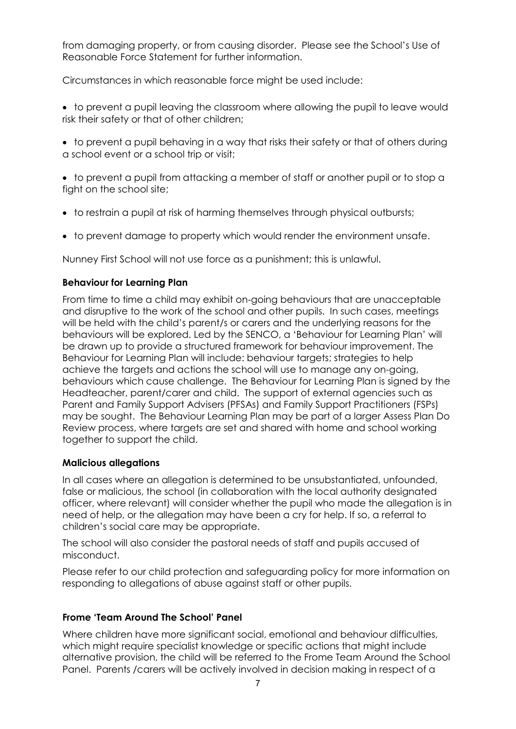from damaging property, or from causing disorder. Please see the School's Use of Reasonable Force Statement for further information.

Circumstances in which reasonable force might be used include:

- to prevent a pupil leaving the classroom where allowing the pupil to leave would risk their safety or that of other children;
- to prevent a pupil behaving in a way that risks their safety or that of others during a school event or a school trip or visit;
- to prevent a pupil from attacking a member of staff or another pupil or to stop a fight on the school site;
- to restrain a pupil at risk of harming themselves through physical outbursts;
- to prevent damage to property which would render the environment unsafe.

Nunney First School will not use force as a punishment; this is unlawful.

**Behaviour for Learning Plan**

From time to time a child may exhibit on-going behaviours that are unacceptable and disruptive to the work of the school and other pupils. In such cases, meetings will be held with the child's parent/s or carers and the underlying reasons for the behaviours will be explored. Led by the SENCO, a 'Behaviour for Learning Plan' will be drawn up to provide a structured framework for behaviour improvement. The Behaviour for Learning Plan will include: behaviour targets; strategies to help achieve the targets and actions the school will use to manage any on-going, behaviours which cause challenge. The Behaviour for Learning Plan is signed by the Headteacher, parent/carer and child. The support of external agencies such as Parent and Family Support Advisers (PFSAs) and Family Support Practitioners (FSPs) may be sought. The Behaviour Learning Plan may be part of a larger Assess Plan Do Review process, where targets are set and shared with home and school working together to support the child.

**Malicious allegations**

In all cases where an allegation is determined to be unsubstantiated, unfounded, false or malicious, the school (in collaboration with the local authority designated officer, where relevant) will consider whether the pupil who made the allegation is in need of help, or the allegation may have been a cry for help. If so, a referral to children's social care may be appropriate.

The school will also consider the pastoral needs of staff and pupils accused of misconduct.

Please refer to our child protection and safeguarding policy for more information on responding to allegations of abuse against staff or other pupils.

**Frome 'Team Around The School' Panel**

Where children have more significant social, emotional and behaviour difficulties, which might require specialist knowledge or specific actions that might include alternative provision, the child will be referred to the Frome Team Around the School Panel. Parents /carers will be actively involved in decision making in respect of a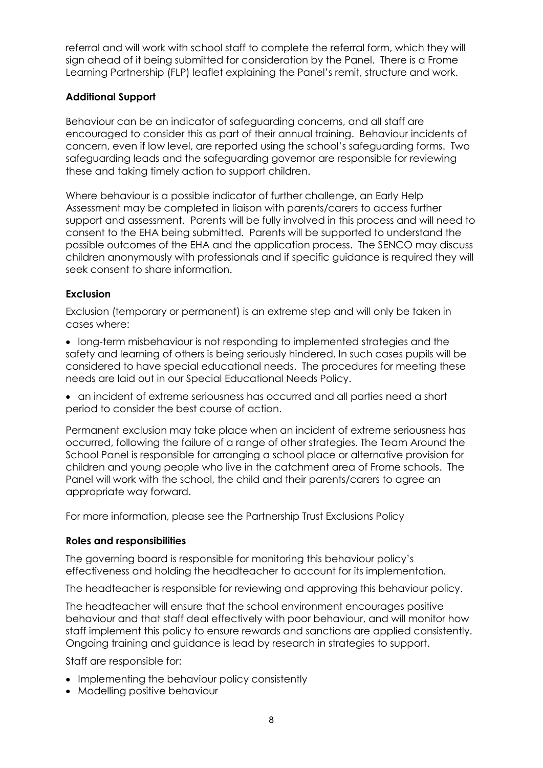referral and will work with school staff to complete the referral form, which they will sign ahead of it being submitted for consideration by the Panel. There is a Frome Learning Partnership (FLP) leaflet explaining the Panel's remit, structure and work.

**Additional Support**

Behaviour can be an indicator of safeguarding concerns, and all staff are encouraged to consider this as part of their annual training. Behaviour incidents of concern, even if low level, are reported using the school's safeguarding forms. Two safeguarding leads and the safeguarding governor are responsible for reviewing these and taking timely action to support children.

Where behaviour is a possible indicator of further challenge, an Early Help Assessment may be completed in liaison with parents/carers to access further support and assessment. Parents will be fully involved in this process and will need to consent to the EHA being submitted. Parents will be supported to understand the possible outcomes of the EHA and the application process. The SENCO may discuss children anonymously with professionals and if specific guidance is required they will seek consent to share information.

**Exclusion**

Exclusion (temporary or permanent) is an extreme step and will only be taken in cases where:

- long-term misbehaviour is not responding to implemented strategies and the safety and learning of others is being seriously hindered. In such cases pupils will be considered to have special educational needs. The procedures for meeting these needs are laid out in our Special Educational Needs Policy.
- an incident of extreme seriousness has occurred and all parties need a short period to consider the best course of action.

Permanent exclusion may take place when an incident of extreme seriousness has occurred, following the failure of a range of other strategies. The Team Around the School Panel is responsible for arranging a school place or alternative provision for children and young people who live in the catchment area of Frome schools. The Panel will work with the school, the child and their parents/carers to agree an appropriate way forward.

For more information, please see the Partnership Trust Exclusions Policy

**Roles and responsibilities**

The governing board is responsible for monitoring this behaviour policy's effectiveness and holding the headteacher to account for its implementation.

The headteacher is responsible for reviewing and approving this behaviour policy.

The headteacher will ensure that the school environment encourages positive behaviour and that staff deal effectively with poor behaviour, and will monitor how staff implement this policy to ensure rewards and sanctions are applied consistently. Ongoing training and guidance is lead by research in strategies to support.

Staff are responsible for:

- Implementing the behaviour policy consistently
- Modelling positive behaviour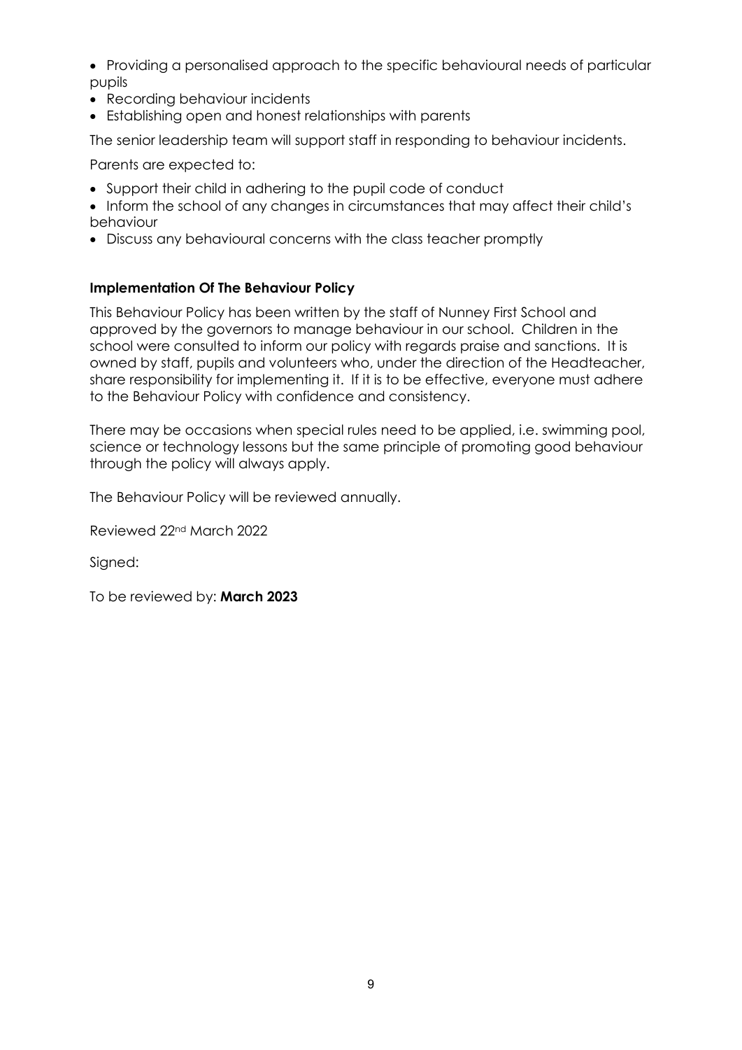- Providing a personalised approach to the specific behavioural needs of particular pupils
- Recording behaviour incidents
- Establishing open and honest relationships with parents

The senior leadership team will support staff in responding to behaviour incidents.

Parents are expected to:

- Support their child in adhering to the pupil code of conduct
- Inform the school of any changes in circumstances that may affect their child's behaviour
- Discuss any behavioural concerns with the class teacher promptly

**Implementation Of The Behaviour Policy**

This Behaviour Policy has been written by the staff of Nunney First School and approved by the governors to manage behaviour in our school. Children in the school were consulted to inform our policy with regards praise and sanctions. It is owned by staff, pupils and volunteers who, under the direction of the Headteacher, share responsibility for implementing it. If it is to be effective, everyone must adhere to the Behaviour Policy with confidence and consistency.

There may be occasions when special rules need to be applied, i.e. swimming pool, science or technology lessons but the same principle of promoting good behaviour through the policy will always apply.

The Behaviour Policy will be reviewed annually.

Reviewed 22nd March 2022

Signed:

To be reviewed by: **March 2023**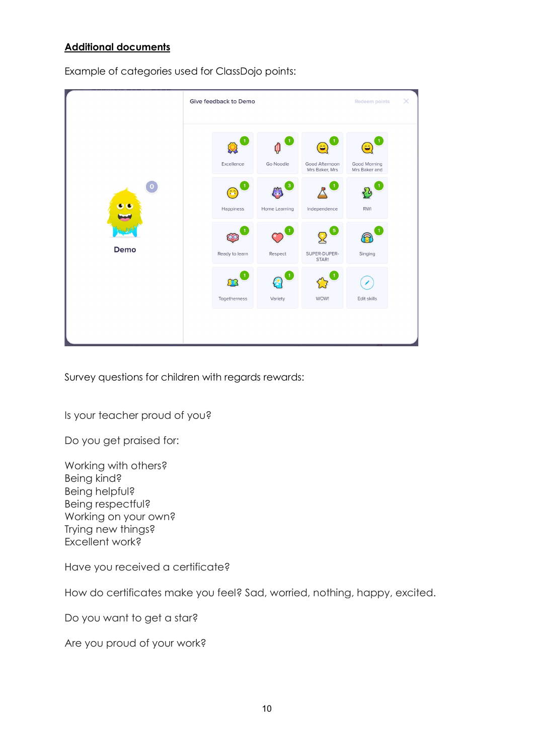**Additional documents**

Example of categories used for ClassDojo points:

Survey questions for children with regards rewards:

Is your teacher proud of you?

Do you get praised for:

Working with others?
Being kind?
Being helpful?
Being respectful?
Working on your own?
Trying new things?
Excellent work?

Have you received a certificate?

How do certificates make you feel? Sad, worried, nothing, happy, excited.

Do you want to get a star?

Are you proud of your work?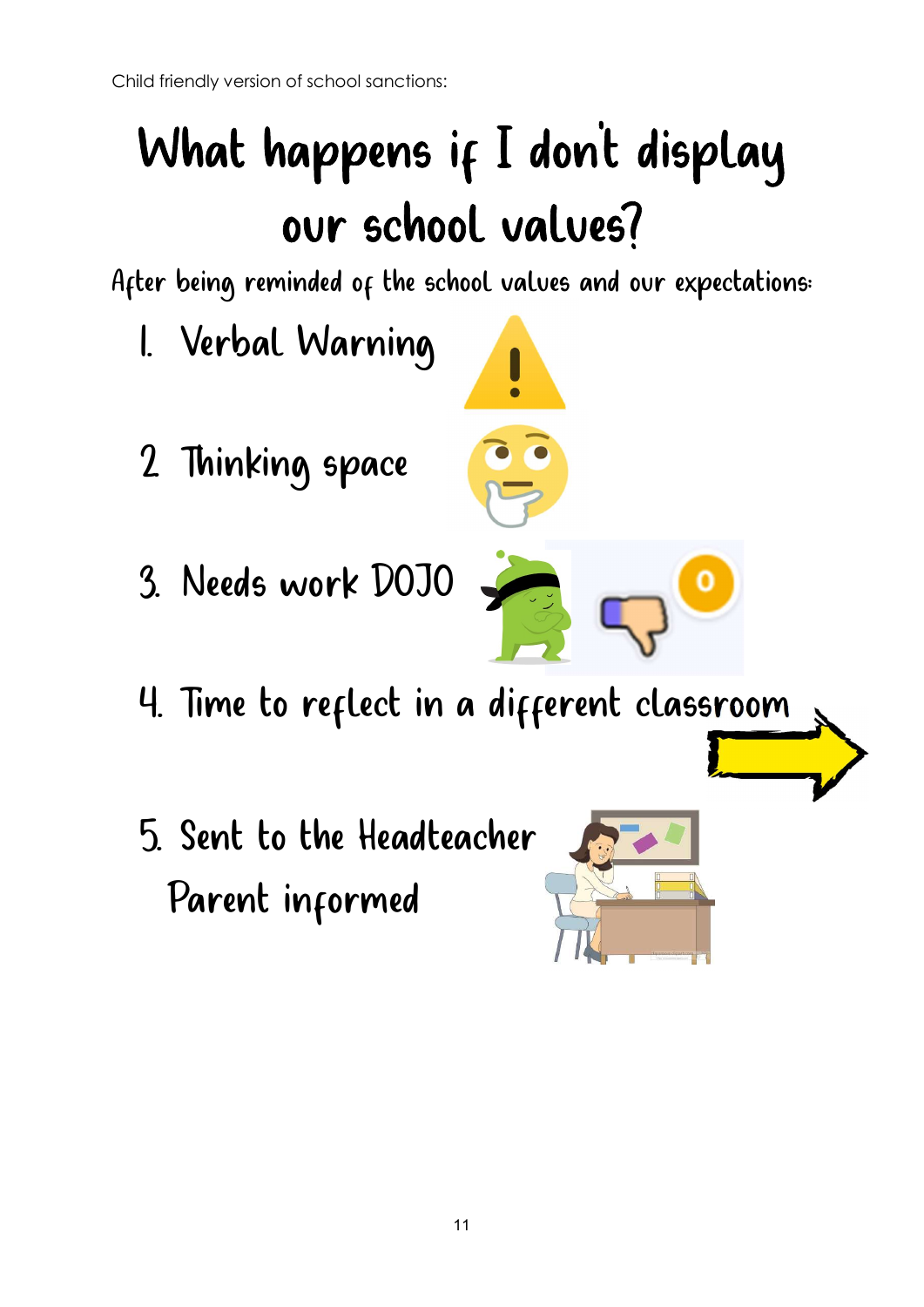Child friendly version of school sanctions:

# What happens if I don't display our school values?

After being reminded of the school values and our expectations:

1. Verbal Warning
2. Thinking space
3. Needs work DOJO
4. Time to reflect in a different classroom
5. Sent to the Headteacher
   Parent informed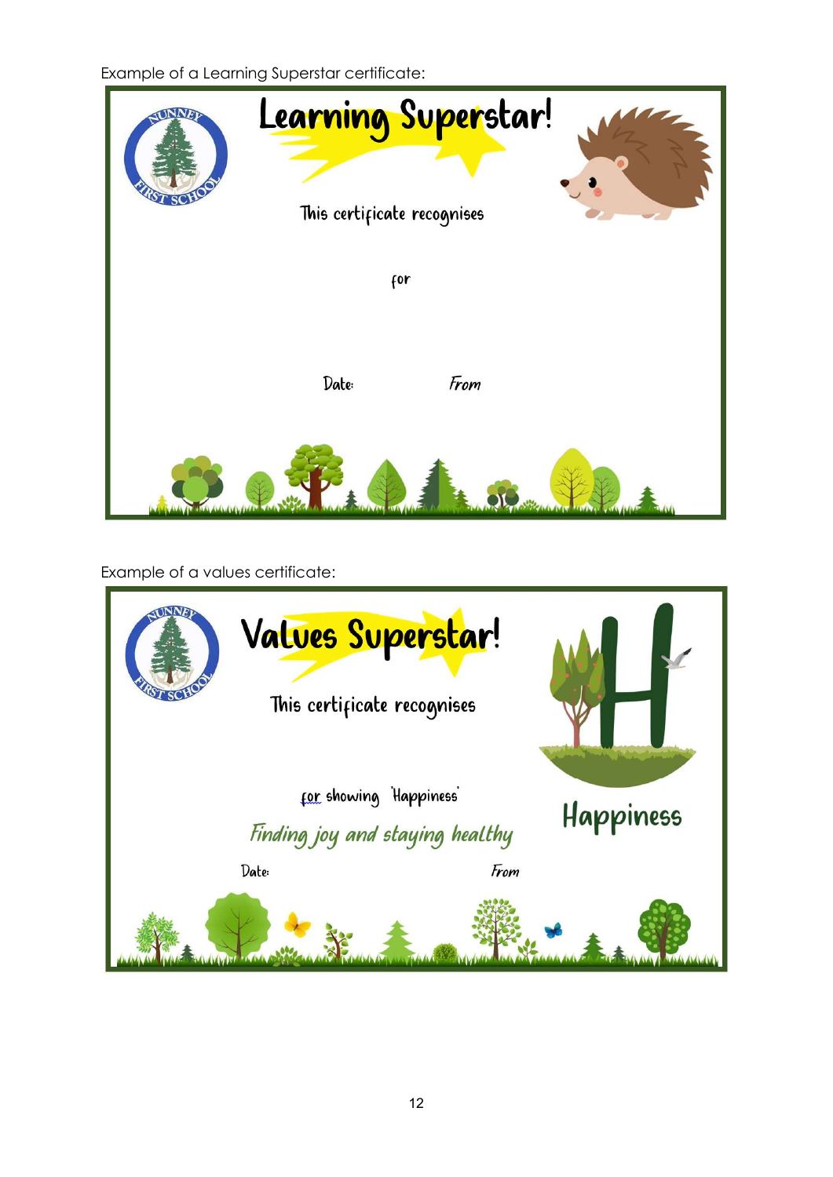Example of a Learning Superstar certificate:

NUNNEY FIRST SCHOOL

# Learning Superstar!

This certificate recognises

for

Date: From

Example of a values certificate:

NUNNEY FIRST SCHOOL

# Values Superstar!

This certificate recognises

for showing 'Happiness'

*Finding joy and staying healthy*

Date: From

Happiness